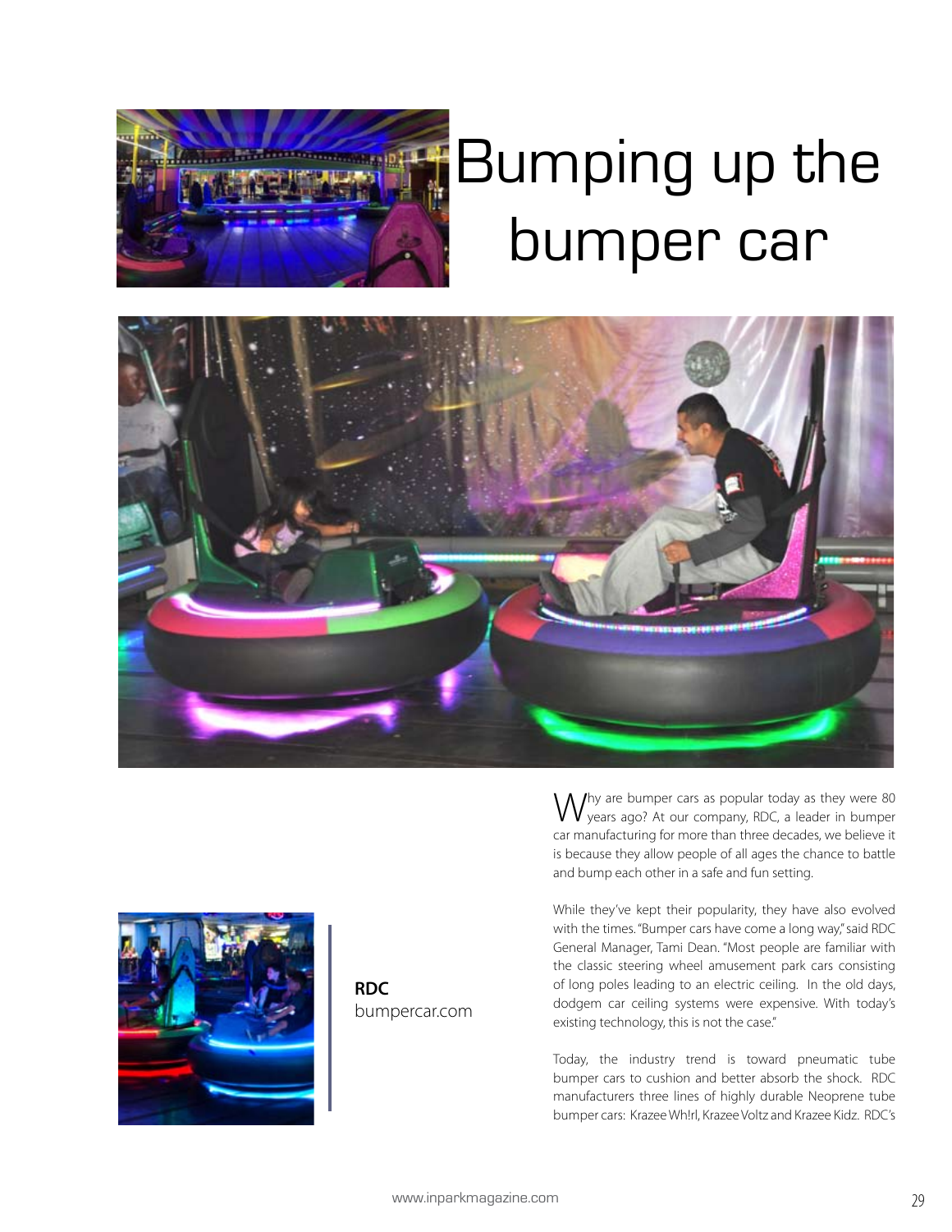# Bumping up the bumper car

**RDC**
bumpercar.com

Why are bumper cars as popular today as they were 80 years ago? At our company, RDC, a leader in bumper car manufacturing for more than three decades, we believe it is because they allow people of all ages the chance to battle and bump each other in a safe and fun setting.

While they've kept their popularity, they have also evolved with the times. "Bumper cars have come a long way," said RDC General Manager, Tami Dean. "Most people are familiar with the classic steering wheel amusement park cars consisting of long poles leading to an electric ceiling. In the old days, dodgem car ceiling systems were expensive. With today's existing technology, this is not the case."

Today, the industry trend is toward pneumatic tube bumper cars to cushion and better absorb the shock. RDC manufacturers three lines of highly durable Neoprene tube bumper cars: Krazee Wh!rl, Krazee Voltz and Krazee Kidz. RDC's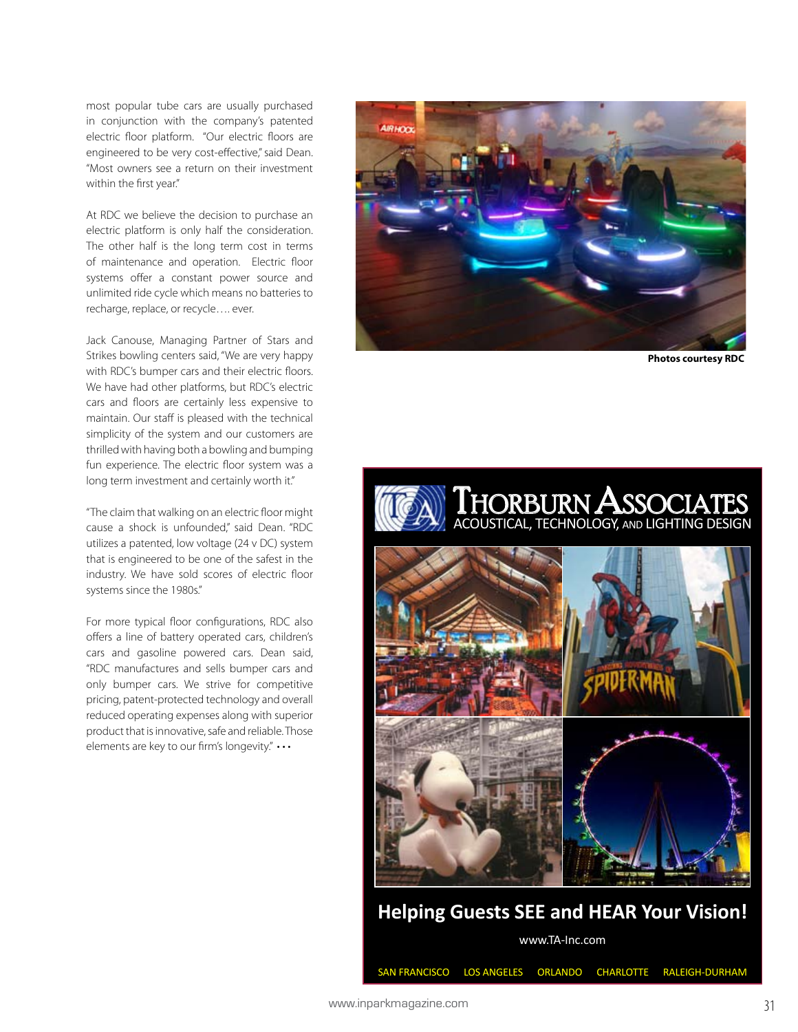most popular tube cars are usually purchased in conjunction with the company's patented electric floor platform. "Our electric floors are engineered to be very cost-effective," said Dean. "Most owners see a return on their investment within the first year."

At RDC we believe the decision to purchase an electric platform is only half the consideration. The other half is the long term cost in terms of maintenance and operation. Electric floor systems offer a constant power source and unlimited ride cycle which means no batteries to recharge, replace, or recycle…. ever.

Jack Canouse, Managing Partner of Stars and Strikes bowling centers said, "We are very happy with RDC's bumper cars and their electric floors. We have had other platforms, but RDC's electric cars and floors are certainly less expensive to maintain. Our staff is pleased with the technical simplicity of the system and our customers are thrilled with having both a bowling and bumping fun experience. The electric floor system was a long term investment and certainly worth it."

"The claim that walking on an electric floor might cause a shock is unfounded," said Dean. "RDC utilizes a patented, low voltage (24 v DC) system that is engineered to be one of the safest in the industry. We have sold scores of electric floor systems since the 1980s."

For more typical floor configurations, RDC also offers a line of battery operated cars, children's cars and gasoline powered cars. Dean said, "RDC manufactures and sells bumper cars and only bumper cars. We strive for competitive pricing, patent-protected technology and overall reduced operating expenses along with superior product that is innovative, safe and reliable. Those elements are key to our firm's longevity." •••

**Photos courtesy RDC**

THORBURN ASSOCIATES
ACOUSTICAL, TECHNOLOGY, AND LIGHTING DESIGN

**Helping Guests SEE and HEAR Your Vision!**

www.TA-Inc.com

SAN FRANCISCO LOS ANGELES ORLANDO CHARLOTTE RALEIGH-DURHAM